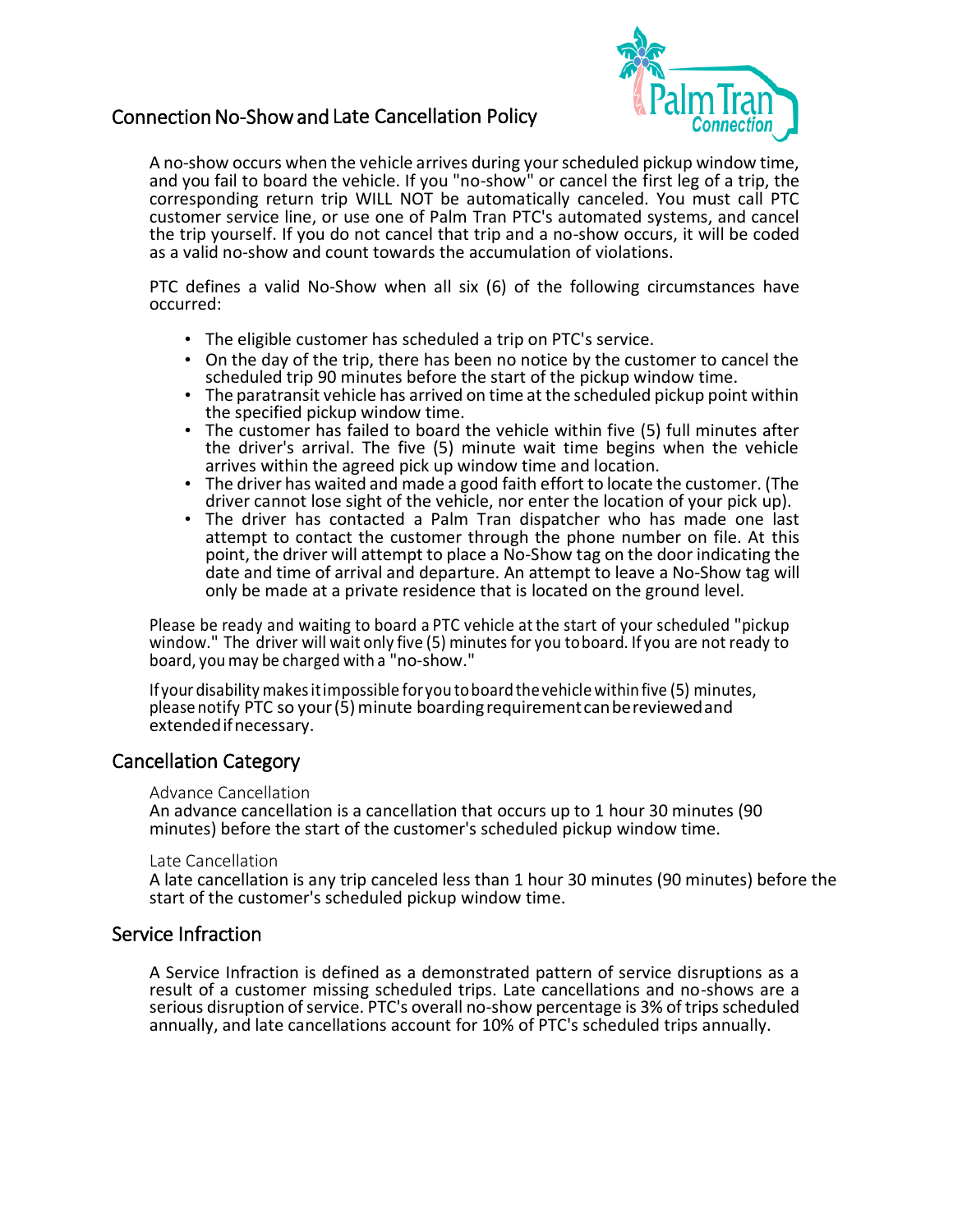## Connection No-Show and Late Cancellation Policy

A no-show occurs when the vehicle arrives during your scheduled pickup window time, and you fail to board the vehicle. If you "no-show" or cancel the first leg of a trip, the corresponding return trip WILL NOT be automatically canceled. You must call PTC customer service line, or use one of Palm Tran PTC's automated systems, and cancel the trip yourself. If you do not cancel that trip and a no-show occurs, it will be coded as a valid no-show and count towards the accumulation of violations.

PTC defines a valid No-Show when all six (6) of the following circumstances have occurred:

- The eligible customer has scheduled a trip on PTC's service.
- On the day of the trip, there has been no notice by the customer to cancel the scheduled trip 90 minutes before the start of the pickup window time.
- The paratransit vehicle has arrived on time at the scheduled pickup point within the specified pickup window time.
- The customer has failed to board the vehicle within five (5) full minutes after the driver's arrival. The five (5) minute wait time begins when the vehicle arrives within the agreed pick up window time and location.
- The driver has waited and made a good faith effort to locate the customer. (The driver cannot lose sight of the vehicle, nor enter the location of your pick up).
- The driver has contacted a Palm Tran dispatcher who has made one last attempt to contact the customer through the phone number on file. At this point, the driver will attempt to place a No-Show tag on the door indicating the date and time of arrival and departure. An attempt to leave a No-Show tag will only be made at a private residence that is located on the ground level.

Please be ready and waiting to board a PTC vehicle at the start of your scheduled "pickup window." The driver will wait only five (5) minutes for you to board. If you are not ready to board, you may be charged with a "no-show."

If your disability makes it impossible for you to board the vehicle within five (5) minutes, please notify PTC so your (5) minute boarding requirement can be reviewed and extended if necessary.

## Cancellation Category

### Advance Cancellation

An advance cancellation is a cancellation that occurs up to 1 hour 30 minutes (90 minutes) before the start of the customer's scheduled pickup window time.

### Late Cancellation

A late cancellation is any trip canceled less than 1 hour 30 minutes (90 minutes) before the start of the customer's scheduled pickup window time.

## Service Infraction

A Service Infraction is defined as a demonstrated pattern of service disruptions as a result of a customer missing scheduled trips. Late cancellations and no-shows are a serious disruption of service. PTC's overall no-show percentage is 3% of trips scheduled annually, and late cancellations account for 10% of PTC's scheduled trips annually.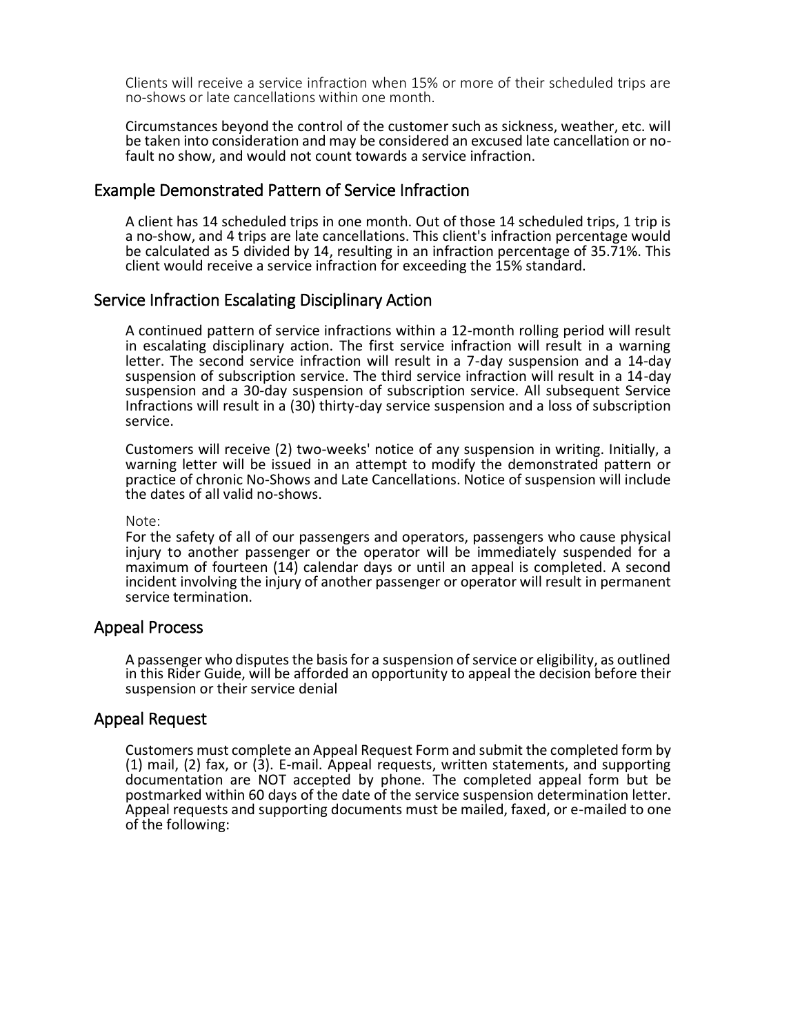Clients will receive a service infraction when 15% or more of their scheduled trips are no-shows or late cancellations within one month.

Circumstances beyond the control of the customer such as sickness, weather, etc. will be taken into consideration and may be considered an excused late cancellation or no-fault no show, and would not count towards a service infraction.

## Example Demonstrated Pattern of Service Infraction

A client has 14 scheduled trips in one month. Out of those 14 scheduled trips, 1 trip is a no-show, and 4 trips are late cancellations. This client's infraction percentage would be calculated as 5 divided by 14, resulting in an infraction percentage of 35.71%. This client would receive a service infraction for exceeding the 15% standard.

## Service Infraction Escalating Disciplinary Action

A continued pattern of service infractions within a 12-month rolling period will result in escalating disciplinary action. The first service infraction will result in a warning letter. The second service infraction will result in a 7-day suspension and a 14-day suspension of subscription service. The third service infraction will result in a 14-day suspension and a 30-day suspension of subscription service. All subsequent Service Infractions will result in a (30) thirty-day service suspension and a loss of subscription service.

Customers will receive (2) two-weeks' notice of any suspension in writing. Initially, a warning letter will be issued in an attempt to modify the demonstrated pattern or practice of chronic No-Shows and Late Cancellations. Notice of suspension will include the dates of all valid no-shows.

Note:
For the safety of all of our passengers and operators, passengers who cause physical injury to another passenger or the operator will be immediately suspended for a maximum of fourteen (14) calendar days or until an appeal is completed. A second incident involving the injury of another passenger or operator will result in permanent service termination.

## Appeal Process

A passenger who disputes the basis for a suspension of service or eligibility, as outlined in this Rider Guide, will be afforded an opportunity to appeal the decision before their suspension or their service denial

## Appeal Request

Customers must complete an Appeal Request Form and submit the completed form by (1) mail, (2) fax, or (3). E-mail. Appeal requests, written statements, and supporting documentation are NOT accepted by phone. The completed appeal form but be postmarked within 60 days of the date of the service suspension determination letter. Appeal requests and supporting documents must be mailed, faxed, or e-mailed to one of the following: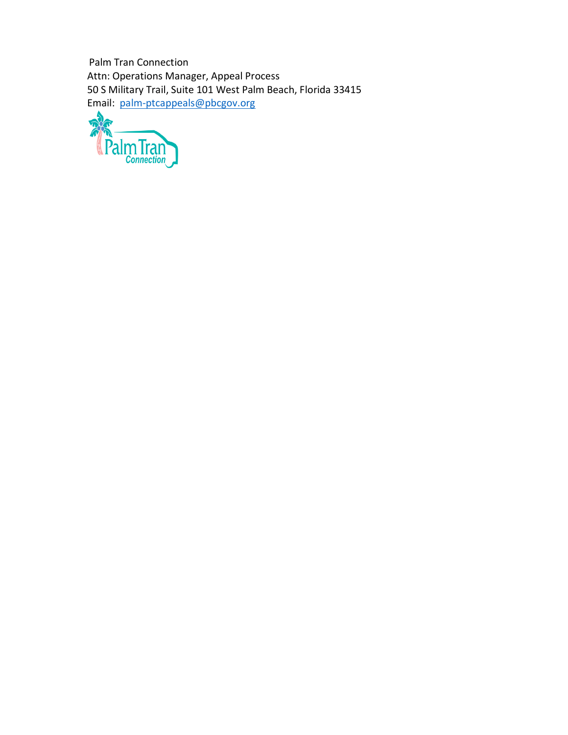Palm Tran Connection
Attn: Operations Manager, Appeal Process
50 S Military Trail, Suite 101 West Palm Beach, Florida 33415
Email: palm-ptcappeals@pbcgov.org